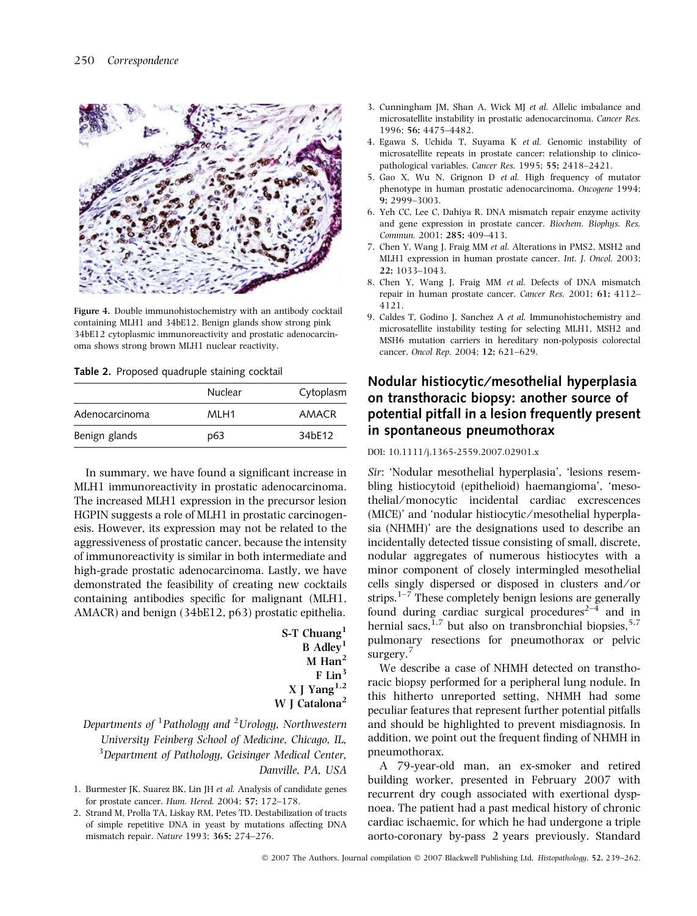Figure 4. Double immunohistochemistry with an antibody cocktail containing MLH1 and 34bE12. Benign glands show strong pink 34bE12 cytoplasmic immunoreactivity and prostatic adenocarcinoma shows strong brown MLH1 nuclear reactivity.

**Table 2.** Proposed quadruple staining cocktail

| | Nuclear | Cytoplasm |
|---|---|---|
| Adenocarcinoma | MLH1 | AMACR |
| Benign glands | p63 | 34bE12 |

In summary, we have found a significant increase in MLH1 immunoreactivity in prostatic adenocarcinoma. The increased MLH1 expression in the precursor lesion HGPIN suggests a role of MLH1 in prostatic carcinogenesis. However, its expression may not be related to the aggressiveness of prostatic cancer, because the intensity of immunoreactivity is similar in both intermediate and high-grade prostatic adenocarcinoma. Lastly, we have demonstrated the feasibility of creating new cocktails containing antibodies specific for malignant (MLH1, AMACR) and benign (34bE12, p63) prostatic epithelia.

S-T Chuang[1]
B Adley[1]
M Han[2]
F Lin[3]
X J Yang[1,2]
W J Catalona[2]

*Departments of [1]Pathology and [2]Urology, Northwestern University Feinberg School of Medicine, Chicago, IL, [3]Department of Pathology, Geisinger Medical Center, Danville, PA, USA*

1. Burmester JK, Suarez BK, Lin JH *et al.* Analysis of candidate genes for prostate cancer. *Hum. Hered.* 2004; **57;** 172–178.
2. Strand M, Prolla TA, Liskay RM, Petes TD. Destabilization of tracts of simple repetitive DNA in yeast by mutations affecting DNA mismatch repair. *Nature* 1993; **365;** 274–276.
3. Cunningham JM, Shan A, Wick MJ *et al.* Allelic imbalance and microsatellite instability in prostatic adenocarcinoma. *Cancer Res.* 1996; **56;** 4475–4482.
4. Egawa S, Uchida T, Suyama K *et al.* Genomic instability of microsatellite repeats in prostate cancer: relationship to clinicopathological variables. *Cancer Res.* 1995; **55;** 2418–2421.
5. Gao X, Wu N, Grignon D *et al.* High frequency of mutator phenotype in human prostatic adenocarcinoma. *Oncogene* 1994; **9;** 2999–3003.
6. Yeh CC, Lee C, Dahiya R. DNA mismatch repair enzyme activity and gene expression in prostate cancer. *Biochem. Biophys. Res. Commun.* 2001; **285;** 409–413.
7. Chen Y, Wang J, Fraig MM *et al.* Alterations in PMS2, MSH2 and MLH1 expression in human prostate cancer. *Int. J. Oncol.* 2003; **22;** 1033–1043.
8. Chen Y, Wang J, Fraig MM *et al.* Defects of DNA mismatch repair in human prostate cancer. *Cancer Res.* 2001; **61;** 4112–4121.
9. Caldes T, Godino J, Sanchez A *et al.* Immunohistochemistry and microsatellite instability testing for selecting MLH1, MSH2 and MSH6 mutation carriers in hereditary non-polyposis colorectal cancer. *Oncol Rep.* 2004; **12;** 621–629.

## Nodular histiocytic/mesothelial hyperplasia on transthoracic biopsy: another source of potential pitfall in a lesion frequently present in spontaneous pneumothorax

DOI: 10.1111/j.1365-2559.2007.02901.x

*Sir*: 'Nodular mesothelial hyperplasia', 'lesions resembling histiocytoid (epithelioid) haemangioma', 'mesothelial/monocytic incidental cardiac excrescences (MICE)' and 'nodular histiocytic/mesothelial hyperplasia (NHMH)' are the designations used to describe an incidentally detected tissue consisting of small, discrete, nodular aggregates of numerous histiocytes with a minor component of closely intermingled mesothelial cells singly dispersed or disposed in clusters and/or strips.[1–7] These completely benign lesions are generally found during cardiac surgical procedures[2–4] and in hernial sacs,[1,7] but also on transbronchial biopsies,[5,7] pulmonary resections for pneumothorax or pelvic surgery.[7]

We describe a case of NHMH detected on transthoracic biopsy performed for a peripheral lung nodule. In this hitherto unreported setting, NHMH had some peculiar features that represent further potential pitfalls and should be highlighted to prevent misdiagnosis. In addition, we point out the frequent finding of NHMH in pneumothorax.

A 79-year-old man, an ex-smoker and retired building worker, presented in February 2007 with recurrent dry cough associated with exertional dyspnoea. The patient had a past medical history of chronic cardiac ischaemic, for which he had undergone a triple aorto-coronary by-pass 2 years previously. Standard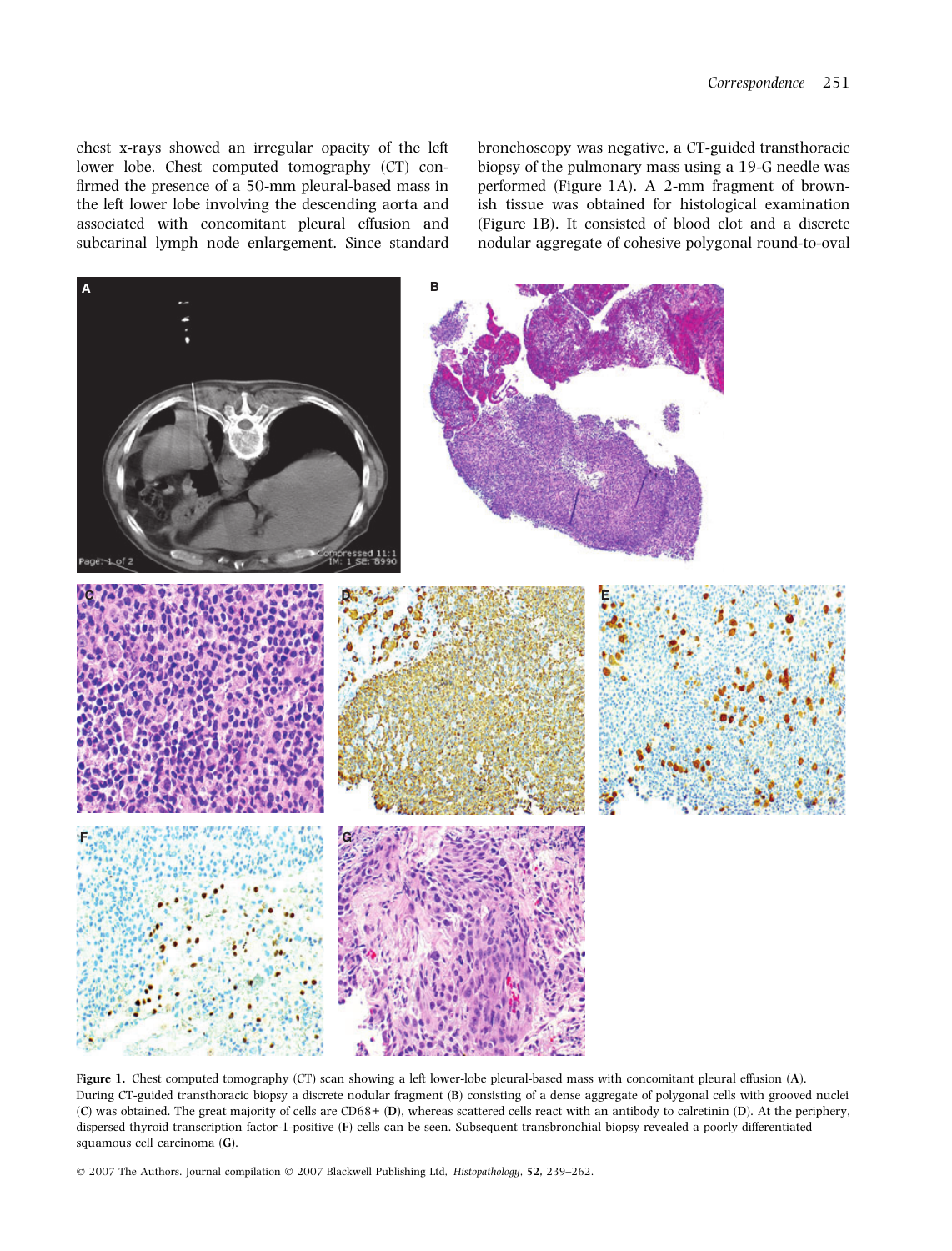chest x-rays showed an irregular opacity of the left lower lobe. Chest computed tomography (CT) confirmed the presence of a 50-mm pleural-based mass in the left lower lobe involving the descending aorta and associated with concomitant pleural effusion and subcarinal lymph node enlargement. Since standard bronchoscopy was negative, a CT-guided transthoracic biopsy of the pulmonary mass using a 19-G needle was performed (Figure 1A). A 2-mm fragment of brownish tissue was obtained for histological examination (Figure 1B). It consisted of blood clot and a discrete nodular aggregate of cohesive polygonal round-to-oval

**Figure 1.** Chest computed tomography (CT) scan showing a left lower-lobe pleural-based mass with concomitant pleural effusion (**A**). During CT-guided transthoracic biopsy a discrete nodular fragment (**B**) consisting of a dense aggregate of polygonal cells with grooved nuclei (**C**) was obtained. The great majority of cells are CD68+ (**D**), whereas scattered cells react with an antibody to calretinin (**D**). At the periphery, dispersed thyroid transcription factor-1-positive (**F**) cells can be seen. Subsequent transbronchial biopsy revealed a poorly differentiated squamous cell carcinoma (**G**).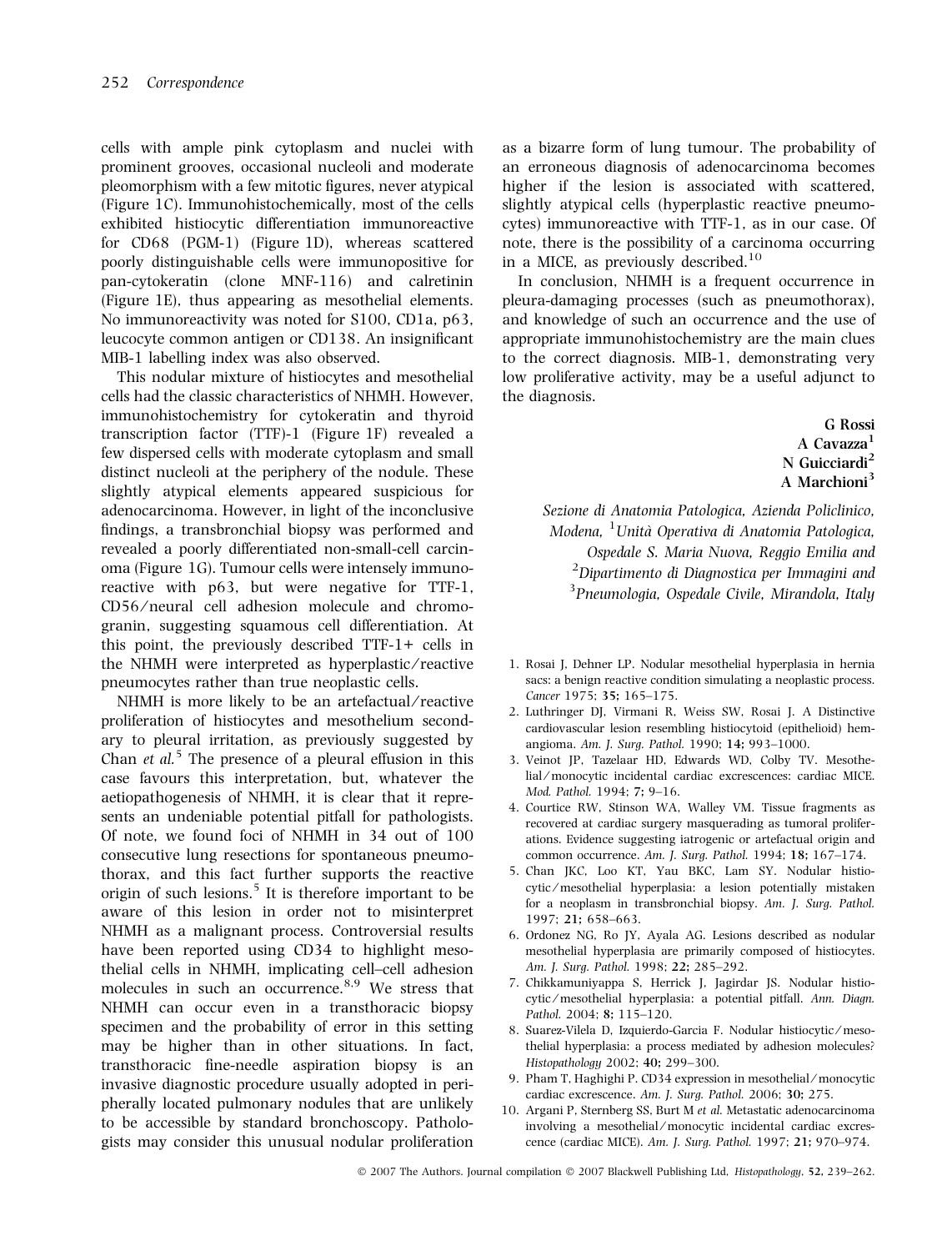cells with ample pink cytoplasm and nuclei with prominent grooves, occasional nucleoli and moderate pleomorphism with a few mitotic figures, never atypical (Figure 1C). Immunohistochemically, most of the cells exhibited histiocytic differentiation immunoreactive for CD68 (PGM-1) (Figure 1D), whereas scattered poorly distinguishable cells were immunopositive for pan-cytokeratin (clone MNF-116) and calretinin (Figure 1E), thus appearing as mesothelial elements. No immunoreactivity was noted for S100, CD1a, p63, leucocyte common antigen or CD138. An insignificant MIB-1 labelling index was also observed.

This nodular mixture of histiocytes and mesothelial cells had the classic characteristics of NHMH. However, immunohistochemistry for cytokeratin and thyroid transcription factor (TTF)-1 (Figure 1F) revealed a few dispersed cells with moderate cytoplasm and small distinct nucleoli at the periphery of the nodule. These slightly atypical elements appeared suspicious for adenocarcinoma. However, in light of the inconclusive findings, a transbronchial biopsy was performed and revealed a poorly differentiated non-small-cell carcinoma (Figure 1G). Tumour cells were intensely immunoreactive with p63, but were negative for TTF-1, CD56/neural cell adhesion molecule and chromogranin, suggesting squamous cell differentiation. At this point, the previously described TTF-1+ cells in the NHMH were interpreted as hyperplastic/reactive pneumocytes rather than true neoplastic cells.

NHMH is more likely to be an artefactual/reactive proliferation of histiocytes and mesothelium secondary to pleural irritation, as previously suggested by Chan *et al.*[5] The presence of a pleural effusion in this case favours this interpretation, but, whatever the aetiopathogenesis of NHMH, it is clear that it represents an undeniable potential pitfall for pathologists. Of note, we found foci of NHMH in 34 out of 100 consecutive lung resections for spontaneous pneumothorax, and this fact further supports the reactive origin of such lesions.[5] It is therefore important to be aware of this lesion in order not to misinterpret NHMH as a malignant process. Controversial results have been reported using CD34 to highlight mesothelial cells in NHMH, implicating cell–cell adhesion molecules in such an occurrence.[8,9] We stress that NHMH can occur even in a transthoracic biopsy specimen and the probability of error in this setting may be higher than in other situations. In fact, transthoracic fine-needle aspiration biopsy is an invasive diagnostic procedure usually adopted in peripherally located pulmonary nodules that are unlikely to be accessible by standard bronchoscopy. Pathologists may consider this unusual nodular proliferation as a bizarre form of lung tumour. The probability of an erroneous diagnosis of adenocarcinoma becomes higher if the lesion is associated with scattered, slightly atypical cells (hyperplastic reactive pneumocytes) immunoreactive with TTF-1, as in our case. Of note, there is the possibility of a carcinoma occurring in a MICE, as previously described.[10]

In conclusion, NHMH is a frequent occurrence in pleura-damaging processes (such as pneumothorax), and knowledge of such an occurrence and the use of appropriate immunohistochemistry are the main clues to the correct diagnosis. MIB-1, demonstrating very low proliferative activity, may be a useful adjunct to the diagnosis.

**G Rossi**
**A Cavazza**[1]
**N Guicciardi**[2]
**A Marchioni**[3]

*Sezione di Anatomia Patologica, Azienda Policlinico, Modena,* [1]*Unità Operativa di Anatomia Patologica, Ospedale S. Maria Nuova, Reggio Emilia and* [2]*Dipartimento di Diagnostica per Immagini and* [3]*Pneumologia, Ospedale Civile, Mirandola, Italy*

1. Rosai J, Dehner LP. Nodular mesothelial hyperplasia in hernia sacs: a benign reactive condition simulating a neoplastic process. *Cancer* 1975; **35;** 165–175.
2. Luthringer DJ, Virmani R, Weiss SW, Rosai J. A Distinctive cardiovascular lesion resembling histiocytoid (epithelioid) hemangioma. *Am. J. Surg. Pathol.* 1990; **14;** 993–1000.
3. Veinot JP, Tazelaar HD, Edwards WD, Colby TV. Mesothelial/monocytic incidental cardiac excrescences: cardiac MICE. *Mod. Pathol.* 1994; **7;** 9–16.
4. Courtice RW, Stinson WA, Walley VM. Tissue fragments as recovered at cardiac surgery masquerading as tumoral proliferations. Evidence suggesting iatrogenic or artefactual origin and common occurrence. *Am. J. Surg. Pathol.* 1994; **18;** 167–174.
5. Chan JKC, Loo KT, Yau BKC, Lam SY. Nodular histiocytic/mesothelial hyperplasia: a lesion potentially mistaken for a neoplasm in transbronchial biopsy. *Am. J. Surg. Pathol.* 1997; **21;** 658–663.
6. Ordonez NG, Ro JY, Ayala AG. Lesions described as nodular mesothelial hyperplasia are primarily composed of histiocytes. *Am. J. Surg. Pathol.* 1998; **22;** 285–292.
7. Chikkamuniyappa S, Herrick J, Jagirdar JS. Nodular histiocytic/mesothelial hyperplasia: a potential pitfall. *Ann. Diagn. Pathol.* 2004; **8;** 115–120.
8. Suarez-Vilela D, Izquierdo-Garcia F. Nodular histiocytic/mesothelial hyperplasia: a process mediated by adhesion molecules? *Histopathology* 2002; **40;** 299–300.
9. Pham T, Haghighi P. CD34 expression in mesothelial/monocytic cardiac excrescence. *Am. J. Surg. Pathol.* 2006; **30;** 275.
10. Argani P, Sternberg SS, Burt M *et al.* Metastatic adenocarcinoma involving a mesothelial/monocytic incidental cardiac excrescence (cardiac MICE). *Am. J. Surg. Pathol.* 1997; **21;** 970–974.